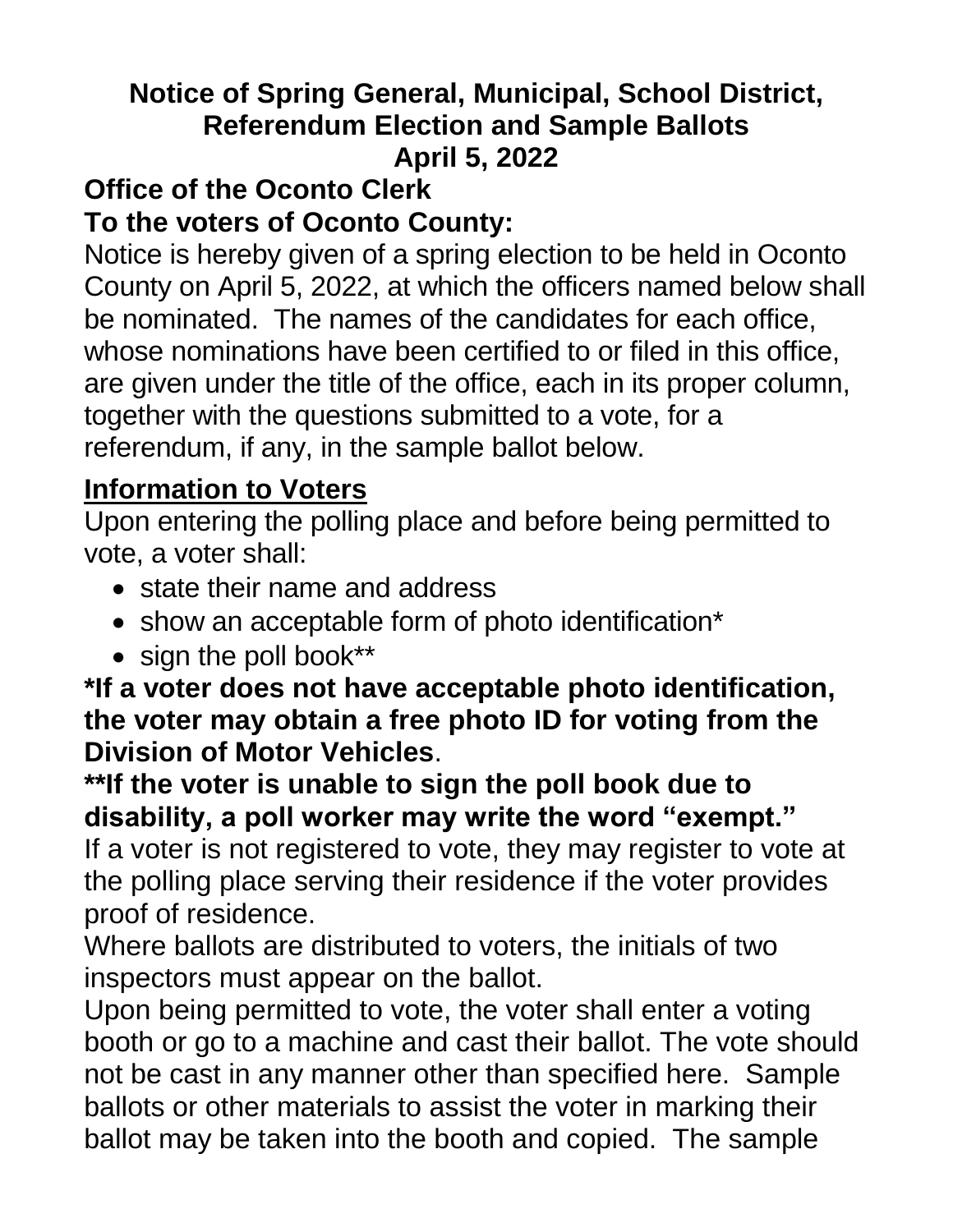# Notice of Spring General, Municipal, School District, Referendum Election and Sample Ballots
# April 5, 2022

## Office of the Oconto Clerk

## To the voters of Oconto County:

Notice is hereby given of a spring election to be held in Oconto County on April 5, 2022, at which the officers named below shall be nominated. The names of the candidates for each office, whose nominations have been certified to or filed in this office, are given under the title of the office, each in its proper column, together with the questions submitted to a vote, for a referendum, if any, in the sample ballot below.

## Information to Voters

Upon entering the polling place and before being permitted to vote, a voter shall:

- state their name and address
- show an acceptable form of photo identification*
- sign the poll book**

**\*If a voter does not have acceptable photo identification, the voter may obtain a free photo ID for voting from the Division of Motor Vehicles**.

**\*\*If the voter is unable to sign the poll book due to disability, a poll worker may write the word "exempt."**

If a voter is not registered to vote, they may register to vote at the polling place serving their residence if the voter provides proof of residence.

Where ballots are distributed to voters, the initials of two inspectors must appear on the ballot.

Upon being permitted to vote, the voter shall enter a voting booth or go to a machine and cast their ballot. The vote should not be cast in any manner other than specified here. Sample ballots or other materials to assist the voter in marking their ballot may be taken into the booth and copied. The sample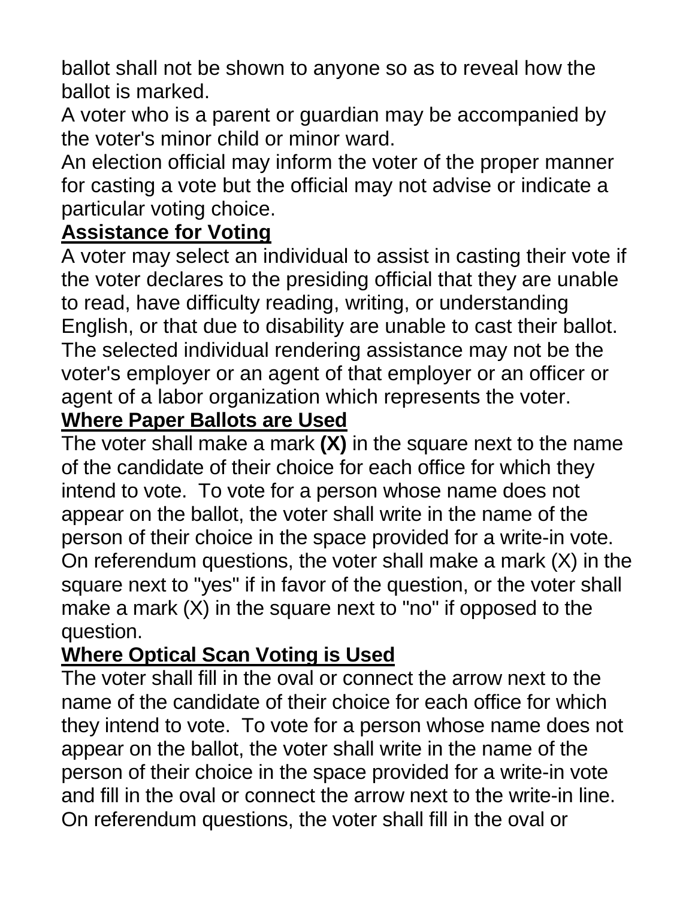ballot shall not be shown to anyone so as to reveal how the ballot is marked.

A voter who is a parent or guardian may be accompanied by the voter's minor child or minor ward.

An election official may inform the voter of the proper manner for casting a vote but the official may not advise or indicate a particular voting choice.

## Assistance for Voting

A voter may select an individual to assist in casting their vote if the voter declares to the presiding official that they are unable to read, have difficulty reading, writing, or understanding English, or that due to disability are unable to cast their ballot. The selected individual rendering assistance may not be the voter's employer or an agent of that employer or an officer or agent of a labor organization which represents the voter.

## Where Paper Ballots are Used

The voter shall make a mark **(X)** in the square next to the name of the candidate of their choice for each office for which they intend to vote. To vote for a person whose name does not appear on the ballot, the voter shall write in the name of the person of their choice in the space provided for a write-in vote. On referendum questions, the voter shall make a mark (X) in the square next to "yes" if in favor of the question, or the voter shall make a mark (X) in the square next to "no" if opposed to the question.

## Where Optical Scan Voting is Used

The voter shall fill in the oval or connect the arrow next to the name of the candidate of their choice for each office for which they intend to vote. To vote for a person whose name does not appear on the ballot, the voter shall write in the name of the person of their choice in the space provided for a write-in vote and fill in the oval or connect the arrow next to the write-in line. On referendum questions, the voter shall fill in the oval or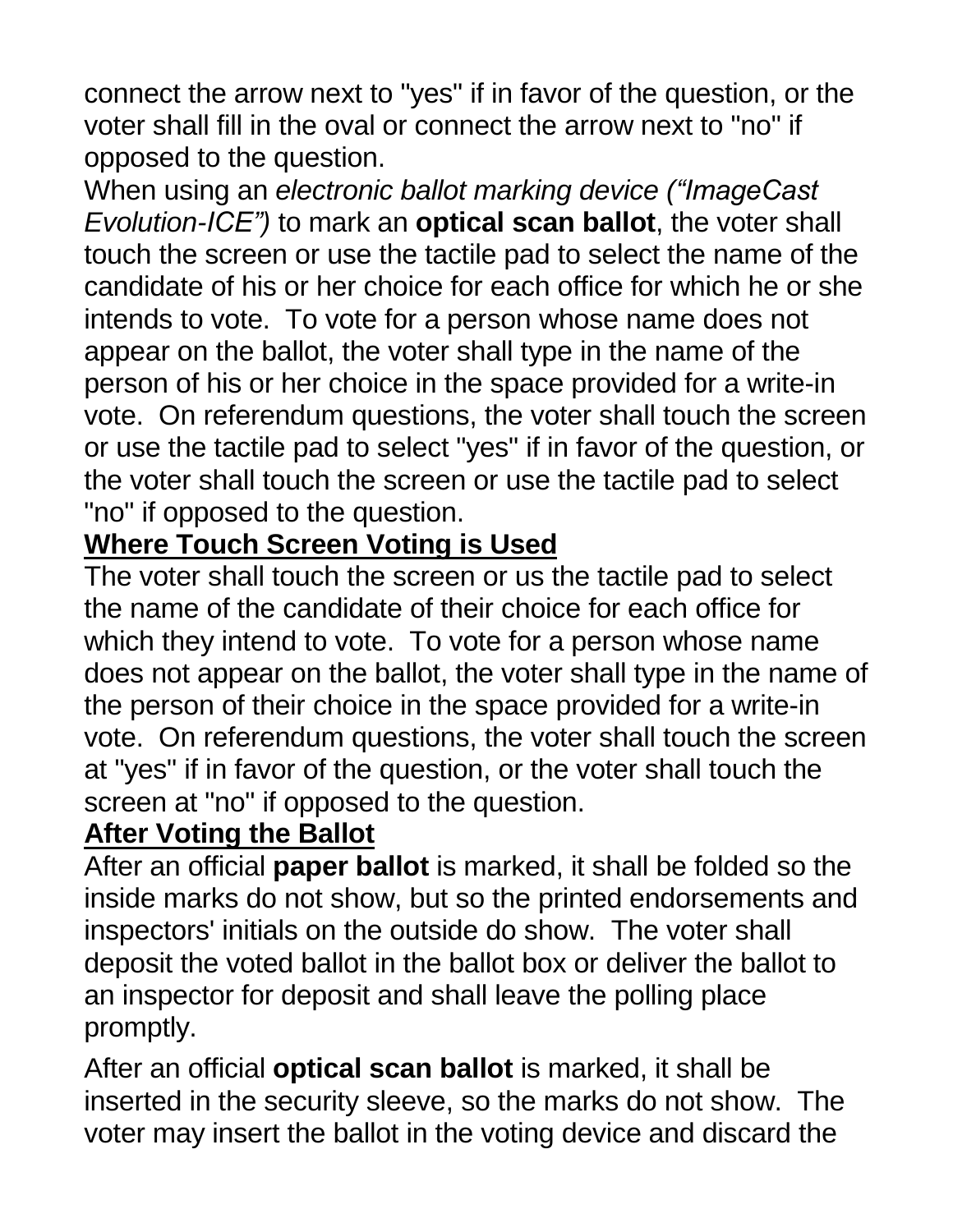connect the arrow next to "yes" if in favor of the question, or the voter shall fill in the oval or connect the arrow next to "no" if opposed to the question.

When using an *electronic ballot marking device (“ImageCast Evolution-ICE”)* to mark an **optical scan ballot**, the voter shall touch the screen or use the tactile pad to select the name of the candidate of his or her choice for each office for which he or she intends to vote. To vote for a person whose name does not appear on the ballot, the voter shall type in the name of the person of his or her choice in the space provided for a write-in vote. On referendum questions, the voter shall touch the screen or use the tactile pad to select "yes" if in favor of the question, or the voter shall touch the screen or use the tactile pad to select "no" if opposed to the question.

## Where Touch Screen Voting is Used

The voter shall touch the screen or us the tactile pad to select the name of the candidate of their choice for each office for which they intend to vote. To vote for a person whose name does not appear on the ballot, the voter shall type in the name of the person of their choice in the space provided for a write-in vote. On referendum questions, the voter shall touch the screen at "yes" if in favor of the question, or the voter shall touch the screen at "no" if opposed to the question.

## After Voting the Ballot

After an official **paper ballot** is marked, it shall be folded so the inside marks do not show, but so the printed endorsements and inspectors' initials on the outside do show. The voter shall deposit the voted ballot in the ballot box or deliver the ballot to an inspector for deposit and shall leave the polling place promptly.

After an official **optical scan ballot** is marked, it shall be inserted in the security sleeve, so the marks do not show. The voter may insert the ballot in the voting device and discard the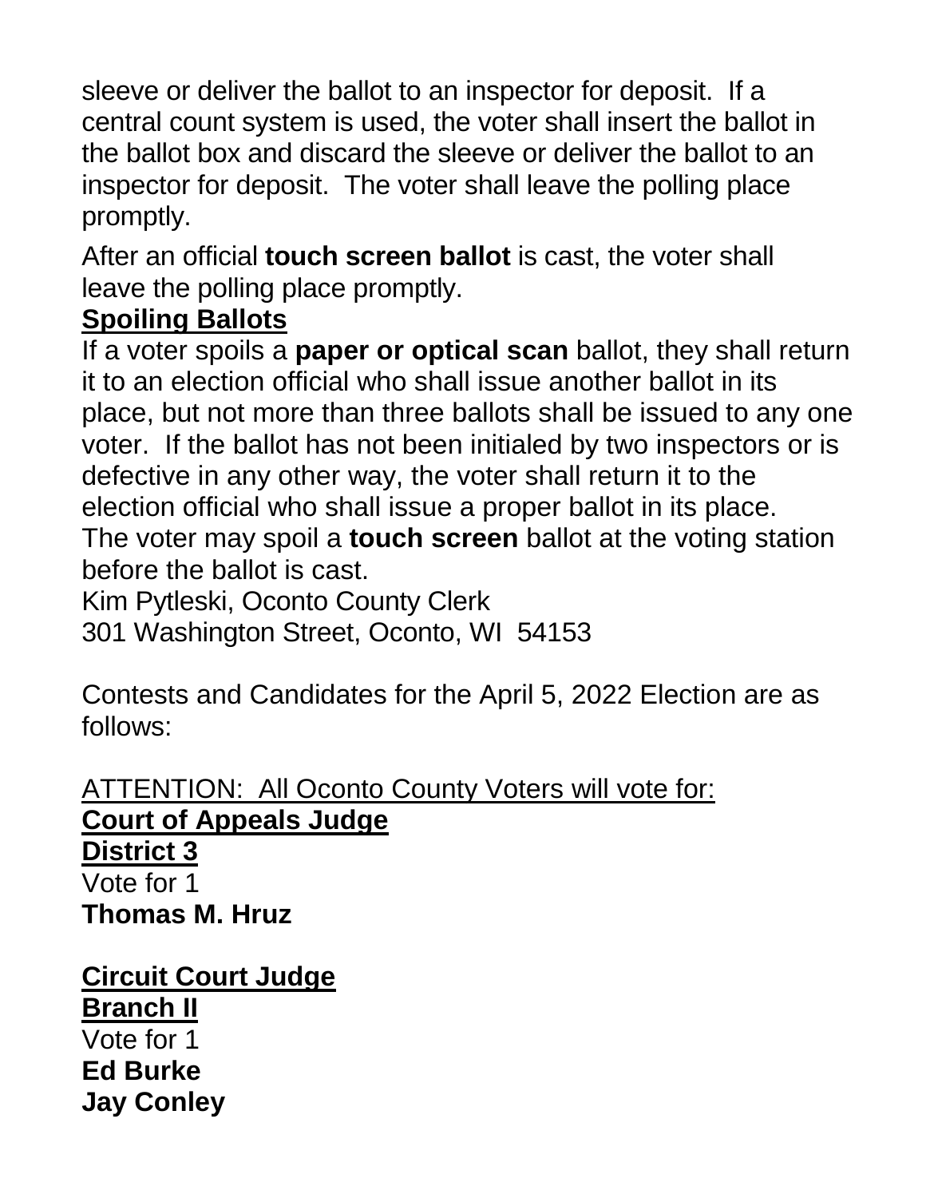sleeve or deliver the ballot to an inspector for deposit. If a central count system is used, the voter shall insert the ballot in the ballot box and discard the sleeve or deliver the ballot to an inspector for deposit. The voter shall leave the polling place promptly.

After an official **touch screen ballot** is cast, the voter shall leave the polling place promptly.

**Spoiling Ballots**

If a voter spoils a **paper or optical scan** ballot, they shall return it to an election official who shall issue another ballot in its place, but not more than three ballots shall be issued to any one voter. If the ballot has not been initialed by two inspectors or is defective in any other way, the voter shall return it to the election official who shall issue a proper ballot in its place.
The voter may spoil a **touch screen** ballot at the voting station before the ballot is cast.

Kim Pytleski, Oconto County Clerk
301 Washington Street, Oconto, WI 54153

Contests and Candidates for the April 5, 2022 Election are as follows:

ATTENTION: All Oconto County Voters will vote for:

**Court of Appeals Judge**
**District 3**
Vote for 1
**Thomas M. Hruz**

**Circuit Court Judge**
**Branch II**
Vote for 1
**Ed Burke**
**Jay Conley**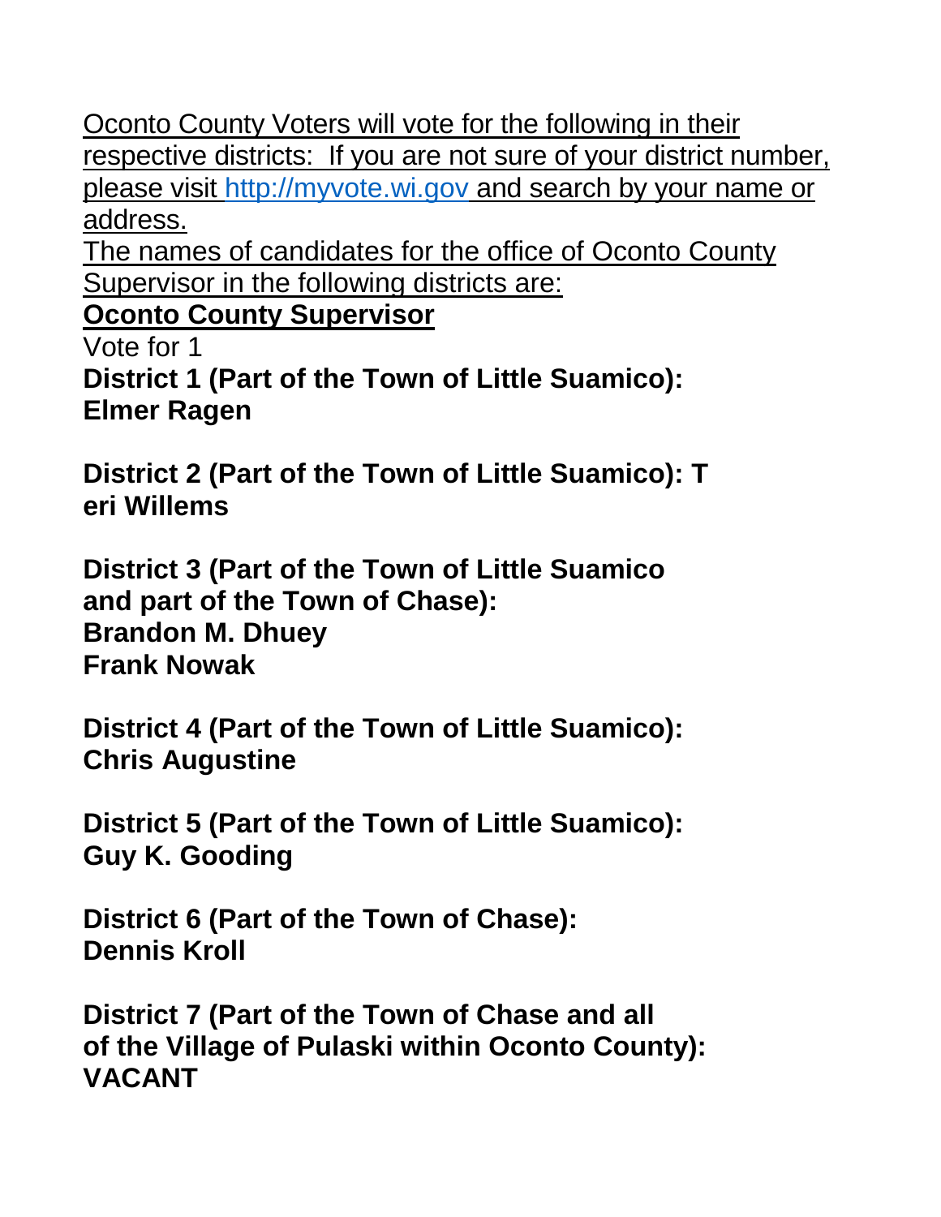Oconto County Voters will vote for the following in their respective districts: If you are not sure of your district number, please visit http://myvote.wi.gov and search by your name or address.

The names of candidates for the office of Oconto County Supervisor in the following districts are:

**Oconto County Supervisor**

Vote for 1

**District 1 (Part of the Town of Little Suamico):**
**Elmer Ragen**

**District 2 (Part of the Town of Little Suamico): T**
**eri Willems**

**District 3 (Part of the Town of Little Suamico and part of the Town of Chase):**
**Brandon M. Dhuey**
**Frank Nowak**

**District 4 (Part of the Town of Little Suamico):**
**Chris Augustine**

**District 5 (Part of the Town of Little Suamico):**
**Guy K. Gooding**

**District 6 (Part of the Town of Chase):**
**Dennis Kroll**

**District 7 (Part of the Town of Chase and all of the Village of Pulaski within Oconto County):**
**VACANT**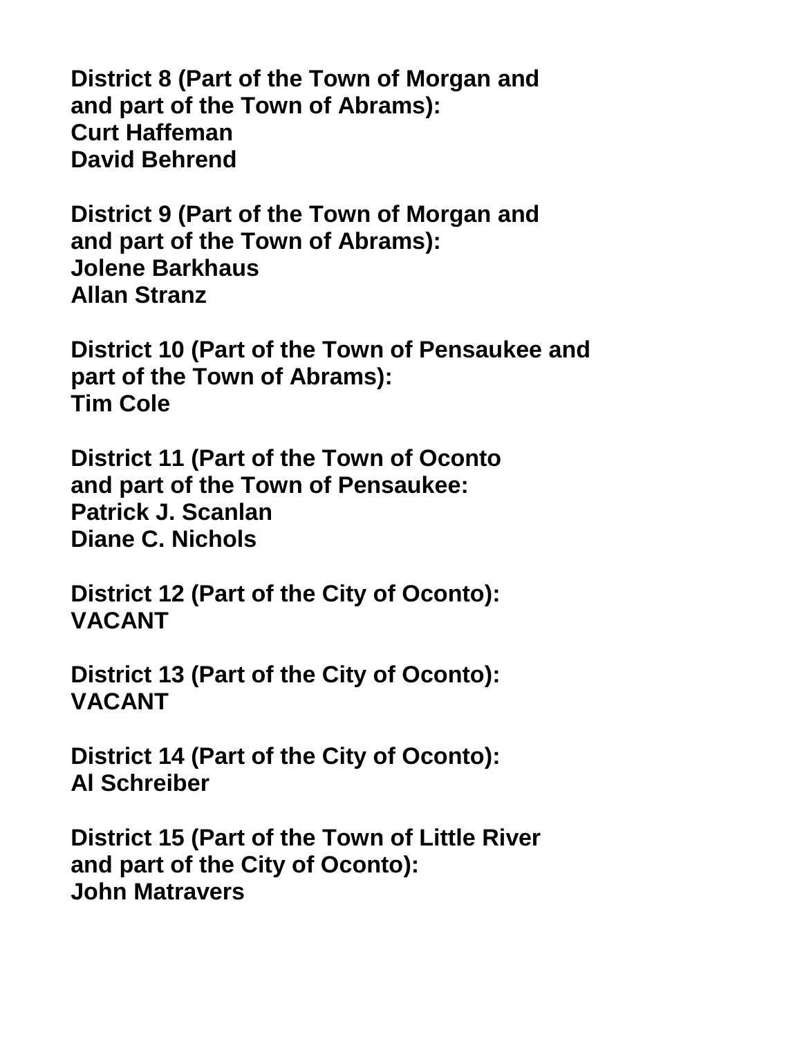**District 8 (Part of the Town of Morgan and and part of the Town of Abrams):**
**Curt Haffeman**
**David Behrend**

**District 9 (Part of the Town of Morgan and and part of the Town of Abrams):**
**Jolene Barkhaus**
**Allan Stranz**

**District 10 (Part of the Town of Pensaukee and part of the Town of Abrams):**
**Tim Cole**

**District 11 (Part of the Town of Oconto and part of the Town of Pensaukee:**
**Patrick J. Scanlan**
**Diane C. Nichols**

**District 12 (Part of the City of Oconto):**
**VACANT**

**District 13 (Part of the City of Oconto):**
**VACANT**

**District 14 (Part of the City of Oconto):**
**Al Schreiber**

**District 15 (Part of the Town of Little River and part of the City of Oconto):**
**John Matravers**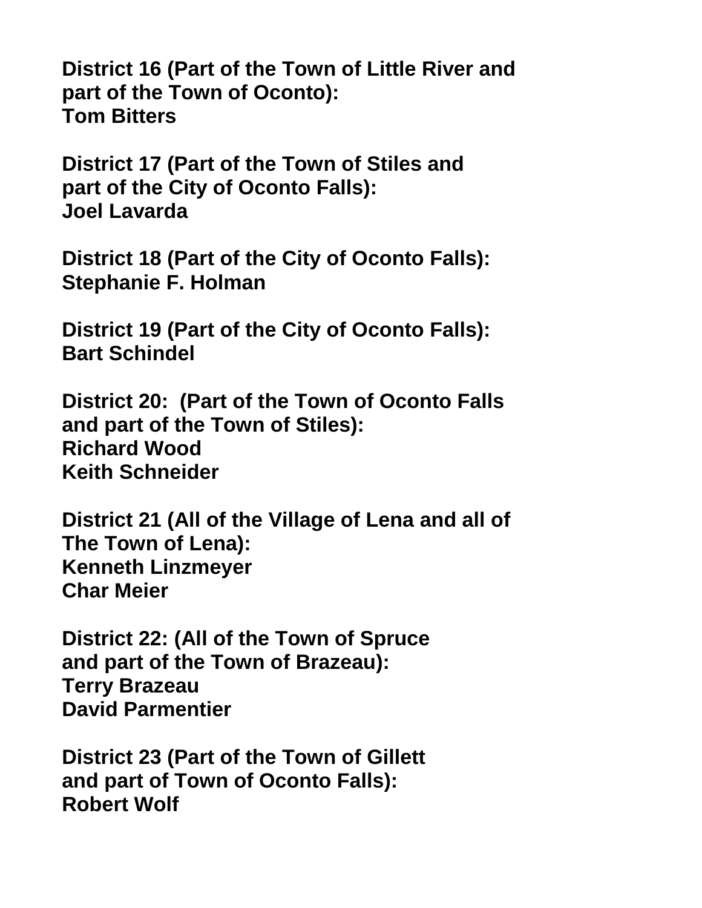**District 16 (Part of the Town of Little River and part of the Town of Oconto):**
**Tom Bitters**

**District 17 (Part of the Town of Stiles and part of the City of Oconto Falls):**
**Joel Lavarda**

**District 18 (Part of the City of Oconto Falls):**
**Stephanie F. Holman**

**District 19 (Part of the City of Oconto Falls):**
**Bart Schindel**

**District 20: (Part of the Town of Oconto Falls and part of the Town of Stiles):**
**Richard Wood**
**Keith Schneider**

**District 21 (All of the Village of Lena and all of The Town of Lena):**
**Kenneth Linzmeyer**
**Char Meier**

**District 22: (All of the Town of Spruce and part of the Town of Brazeau):**
**Terry Brazeau**
**David Parmentier**

**District 23 (Part of the Town of Gillett and part of Town of Oconto Falls):**
**Robert Wolf**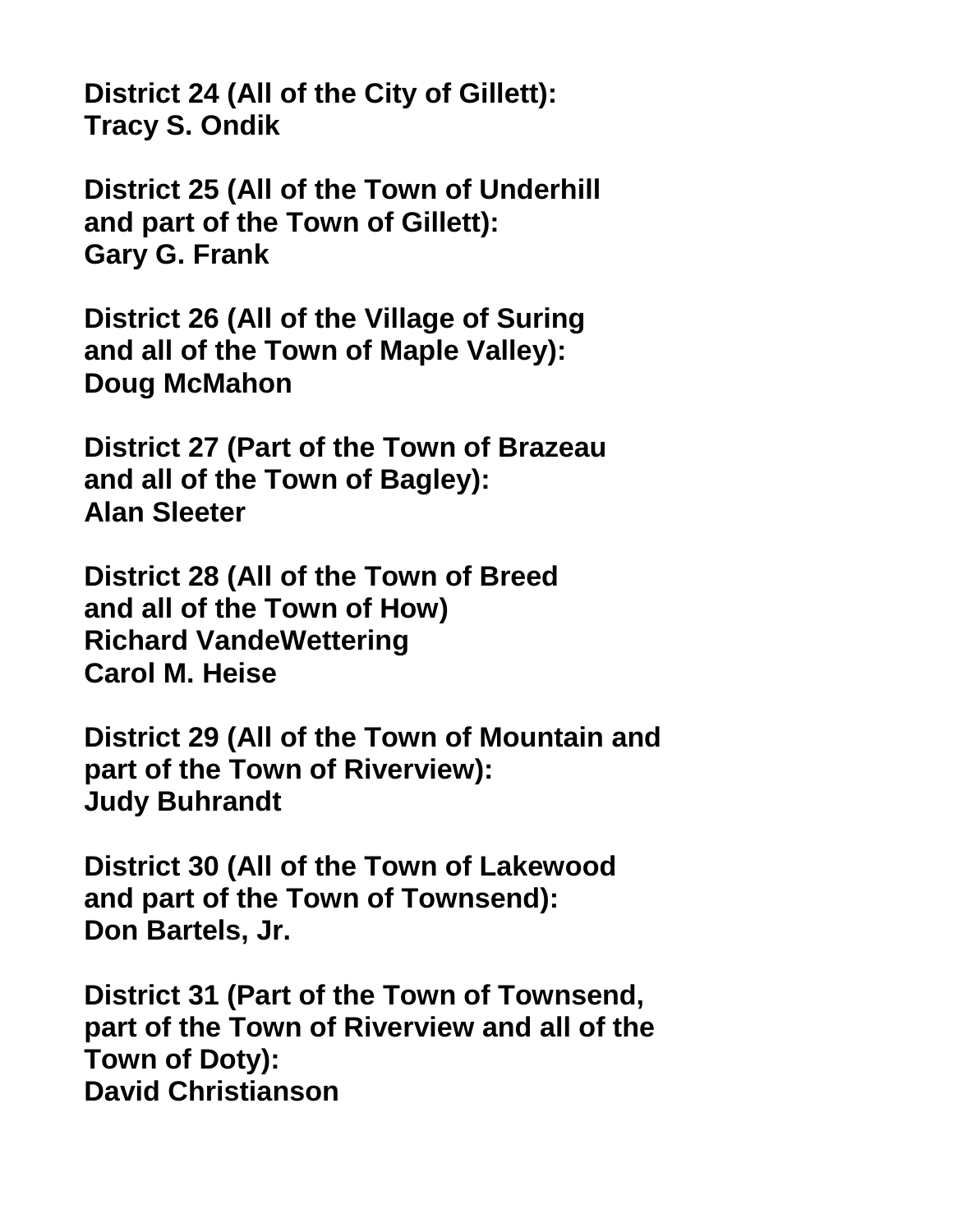**District 24 (All of the City of Gillett):**
**Tracy S. Ondik**

**District 25 (All of the Town of Underhill and part of the Town of Gillett):**
**Gary G. Frank**

**District 26 (All of the Village of Suring and all of the Town of Maple Valley):**
**Doug McMahon**

**District 27 (Part of the Town of Brazeau and all of the Town of Bagley):**
**Alan Sleeter**

**District 28 (All of the Town of Breed and all of the Town of How)**
**Richard VandeWettering**
**Carol M. Heise**

**District 29 (All of the Town of Mountain and part of the Town of Riverview):**
**Judy Buhrandt**

**District 30 (All of the Town of Lakewood and part of the Town of Townsend):**
**Don Bartels, Jr.**

**District 31 (Part of the Town of Townsend, part of the Town of Riverview and all of the Town of Doty):**
**David Christianson**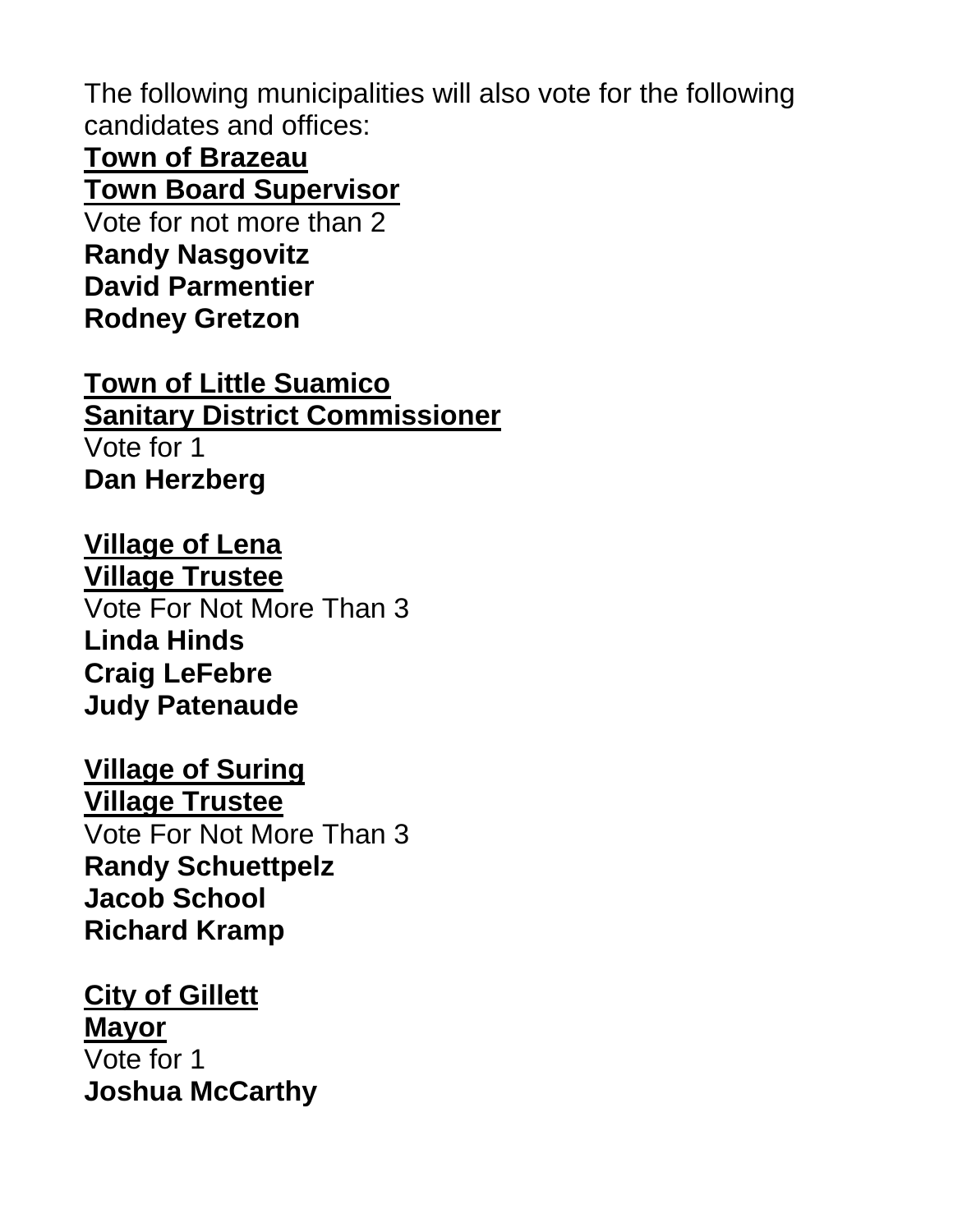The following municipalities will also vote for the following candidates and offices:

**Town of Brazeau**
**Town Board Supervisor**
Vote for not more than 2
**Randy Nasgovitz**
**David Parmentier**
**Rodney Gretzon**

**Town of Little Suamico**
**Sanitary District Commissioner**
Vote for 1
**Dan Herzberg**

**Village of Lena**
**Village Trustee**
Vote For Not More Than 3
**Linda Hinds**
**Craig LeFebre**
**Judy Patenaude**

**Village of Suring**
**Village Trustee**
Vote For Not More Than 3
**Randy Schuettpelz**
**Jacob School**
**Richard Kramp**

**City of Gillett**
**Mayor**
Vote for 1
**Joshua McCarthy**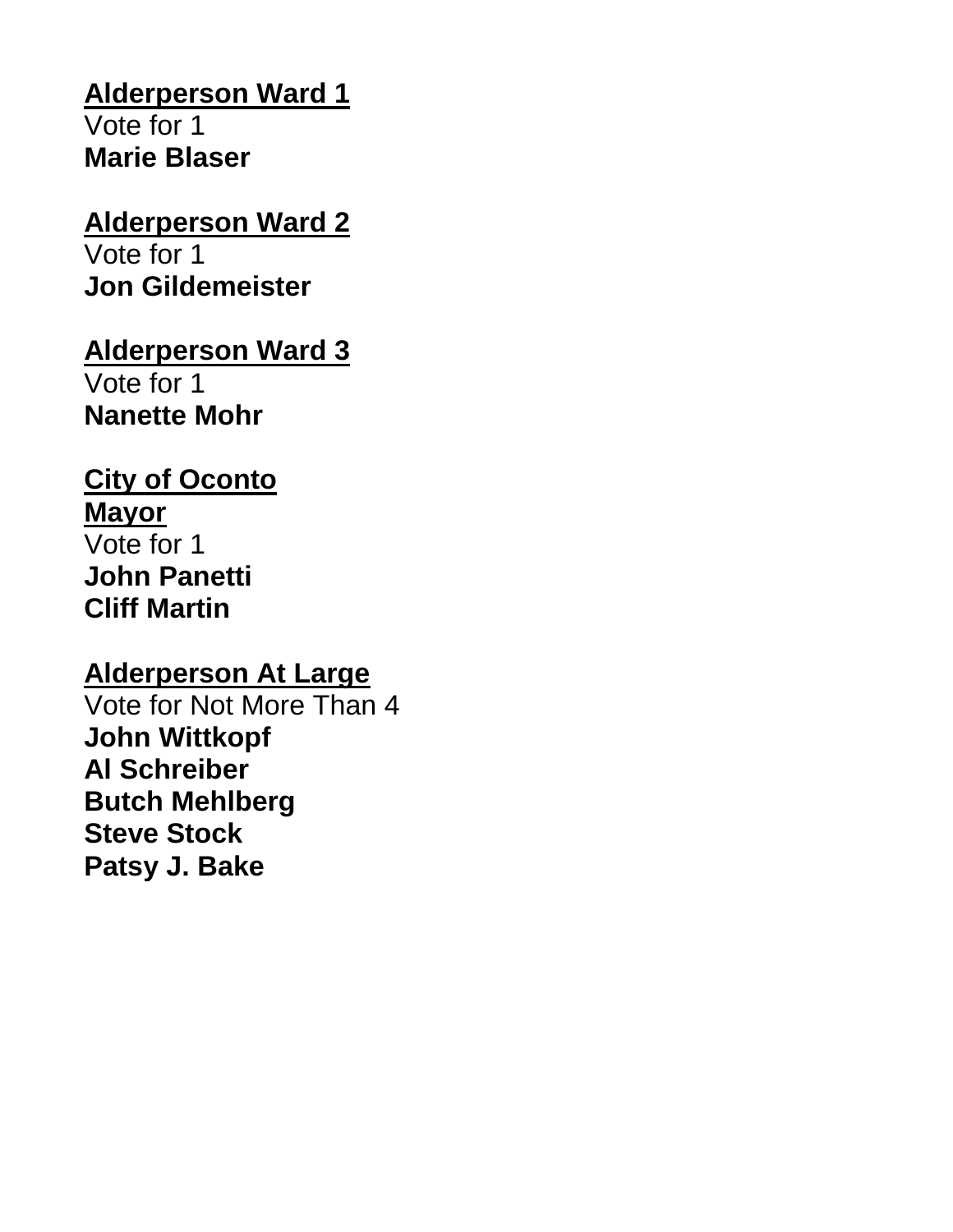**<u>Alderperson Ward 1</u>**
Vote for 1
**Marie Blaser**

**<u>Alderperson Ward 2</u>**
Vote for 1
**Jon Gildemeister**

**<u>Alderperson Ward 3</u>**
Vote for 1
**Nanette Mohr**

**<u>City of Oconto</u>**
**<u>Mayor</u>**
Vote for 1
**John Panetti**
**Cliff Martin**

**<u>Alderperson At Large</u>**
Vote for Not More Than 4
**John Wittkopf**
**Al Schreiber**
**Butch Mehlberg**
**Steve Stock**
**Patsy J. Bake**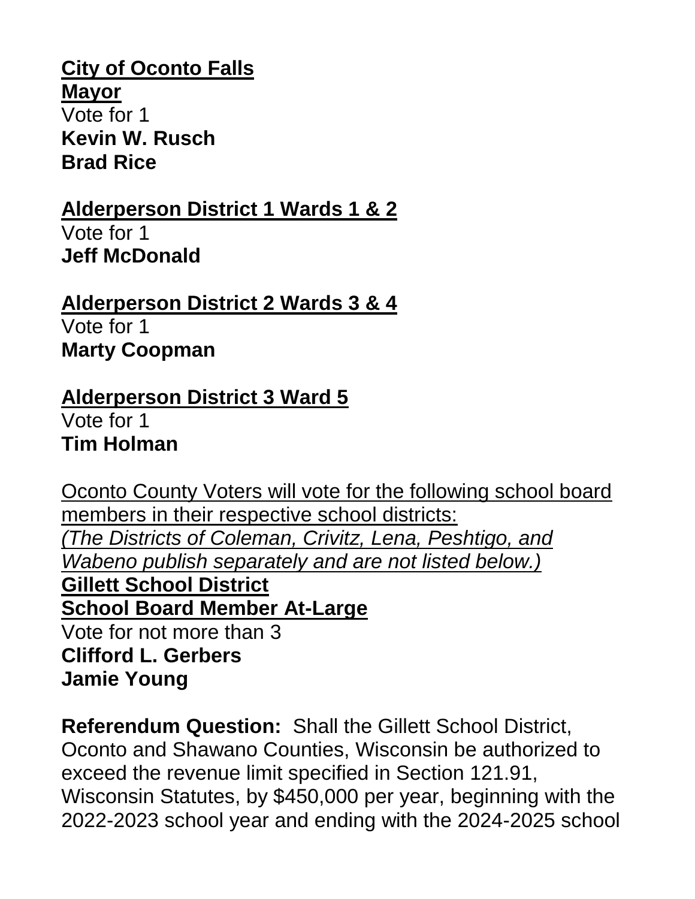**City of Oconto Falls**

**Mayor**

Vote for 1

**Kevin W. Rusch**

**Brad Rice**

**Alderperson District 1 Wards 1 & 2**

Vote for 1

**Jeff McDonald**

**Alderperson District 2 Wards 3 & 4**

Vote for 1

**Marty Coopman**

**Alderperson District 3 Ward 5**

Vote for 1

**Tim Holman**

Oconto County Voters will vote for the following school board members in their respective school districts:

*(The Districts of Coleman, Crivitz, Lena, Peshtigo, and Wabeno publish separately and are not listed below.)*

**Gillett School District**

**School Board Member At-Large**

Vote for not more than 3

**Clifford L. Gerbers**

**Jamie Young**

**Referendum Question:** Shall the Gillett School District, Oconto and Shawano Counties, Wisconsin be authorized to exceed the revenue limit specified in Section 121.91, Wisconsin Statutes, by $450,000 per year, beginning with the 2022-2023 school year and ending with the 2024-2025 school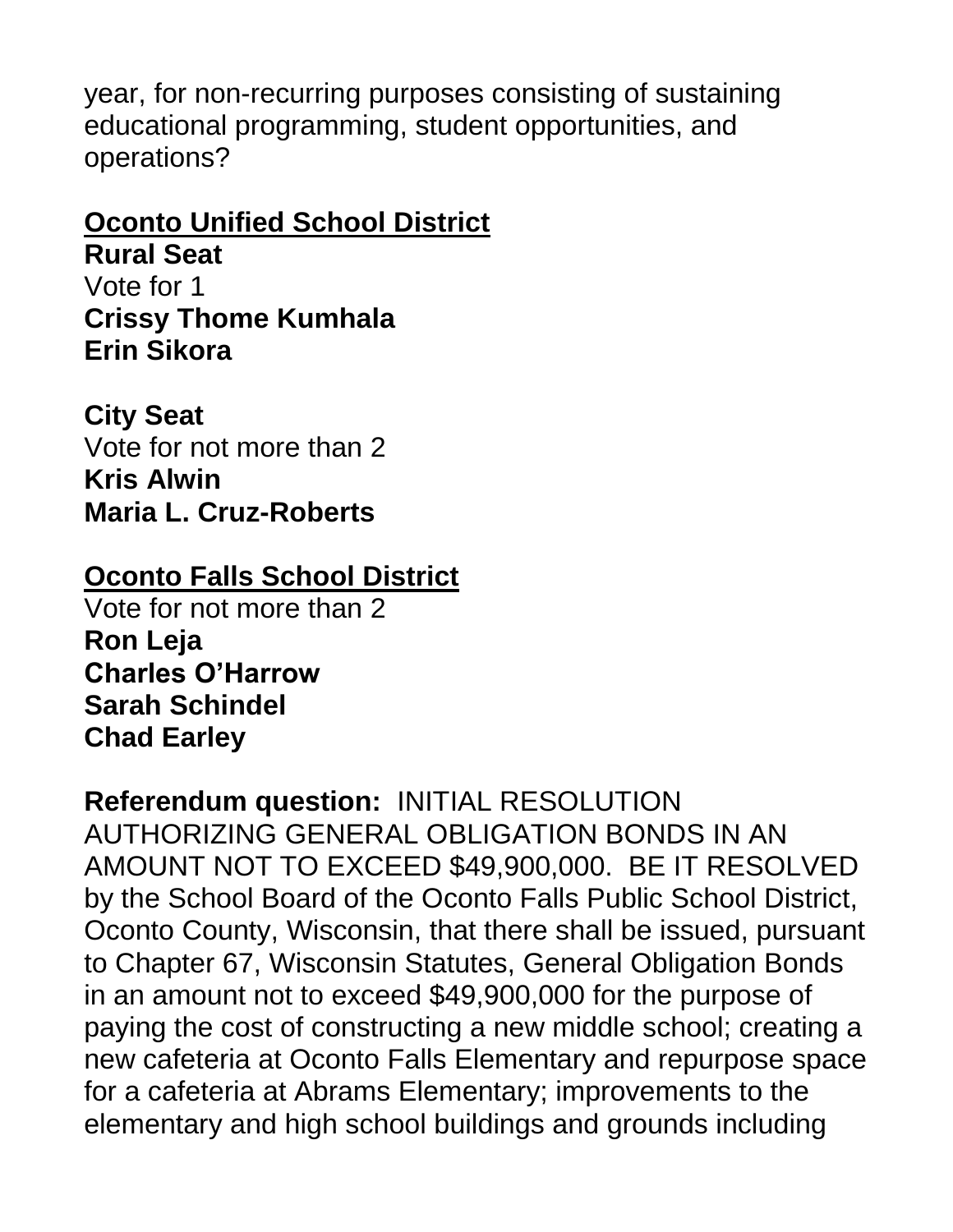year, for non-recurring purposes consisting of sustaining educational programming, student opportunities, and operations?

**<u>Oconto Unified School District</u>**
**Rural Seat**
Vote for 1
**Crissy Thome Kumhala**
**Erin Sikora**

**City Seat**
Vote for not more than 2
**Kris Alwin**
**Maria L. Cruz-Roberts**

**<u>Oconto Falls School District</u>**
Vote for not more than 2
**Ron Leja**
**Charles O'Harrow**
**Sarah Schindel**
**Chad Earley**

**Referendum question:** INITIAL RESOLUTION AUTHORIZING GENERAL OBLIGATION BONDS IN AN AMOUNT NOT TO EXCEED $49,900,000. BE IT RESOLVED by the School Board of the Oconto Falls Public School District, Oconto County, Wisconsin, that there shall be issued, pursuant to Chapter 67, Wisconsin Statutes, General Obligation Bonds in an amount not to exceed $49,900,000 for the purpose of paying the cost of constructing a new middle school; creating a new cafeteria at Oconto Falls Elementary and repurpose space for a cafeteria at Abrams Elementary; improvements to the elementary and high school buildings and grounds including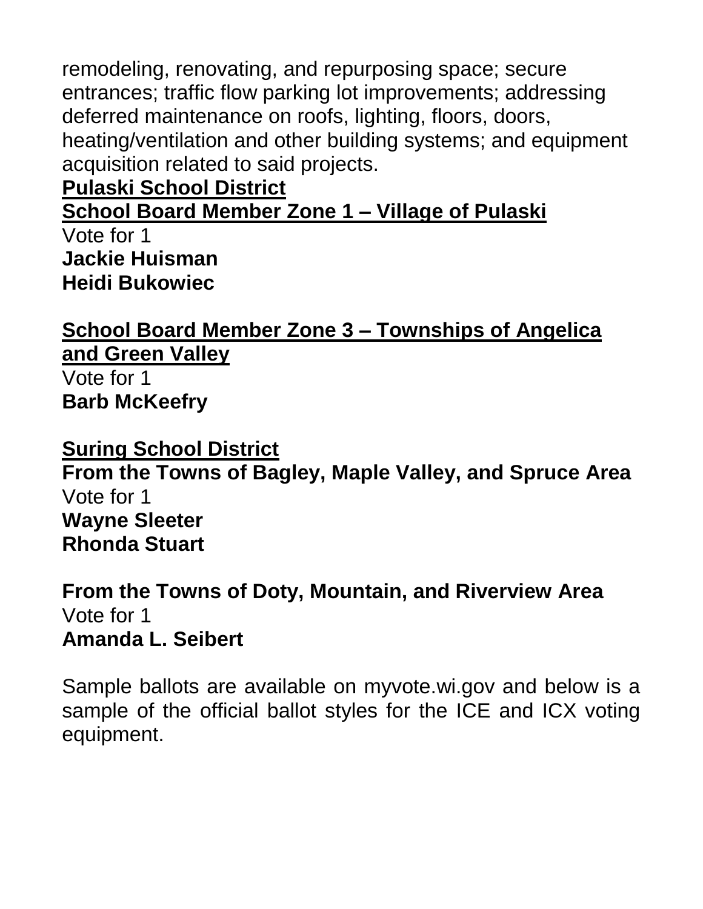remodeling, renovating, and repurposing space; secure entrances; traffic flow parking lot improvements; addressing deferred maintenance on roofs, lighting, floors, doors, heating/ventilation and other building systems; and equipment acquisition related to said projects.

**Pulaski School District**

**School Board Member Zone 1 – Village of Pulaski**

Vote for 1

**Jackie Huisman**

**Heidi Bukowiec**

**School Board Member Zone 3 – Townships of Angelica and Green Valley**

Vote for 1

**Barb McKeefry**

**Suring School District**

**From the Towns of Bagley, Maple Valley, and Spruce Area**

Vote for 1

**Wayne Sleeter**

**Rhonda Stuart**

**From the Towns of Doty, Mountain, and Riverview Area**

Vote for 1

**Amanda L. Seibert**

Sample ballots are available on myvote.wi.gov and below is a sample of the official ballot styles for the ICE and ICX voting equipment.